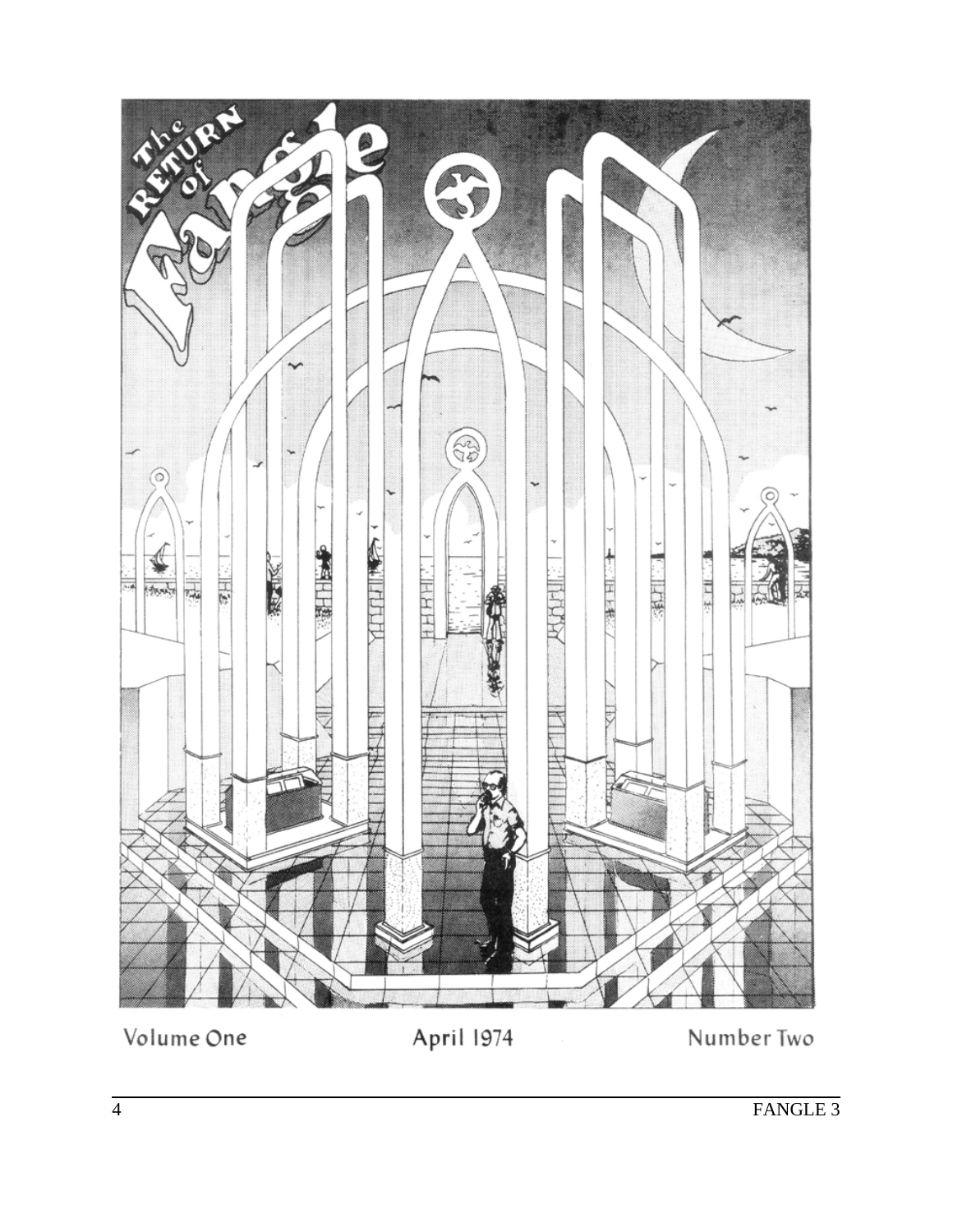Volume One April 1974 Number Two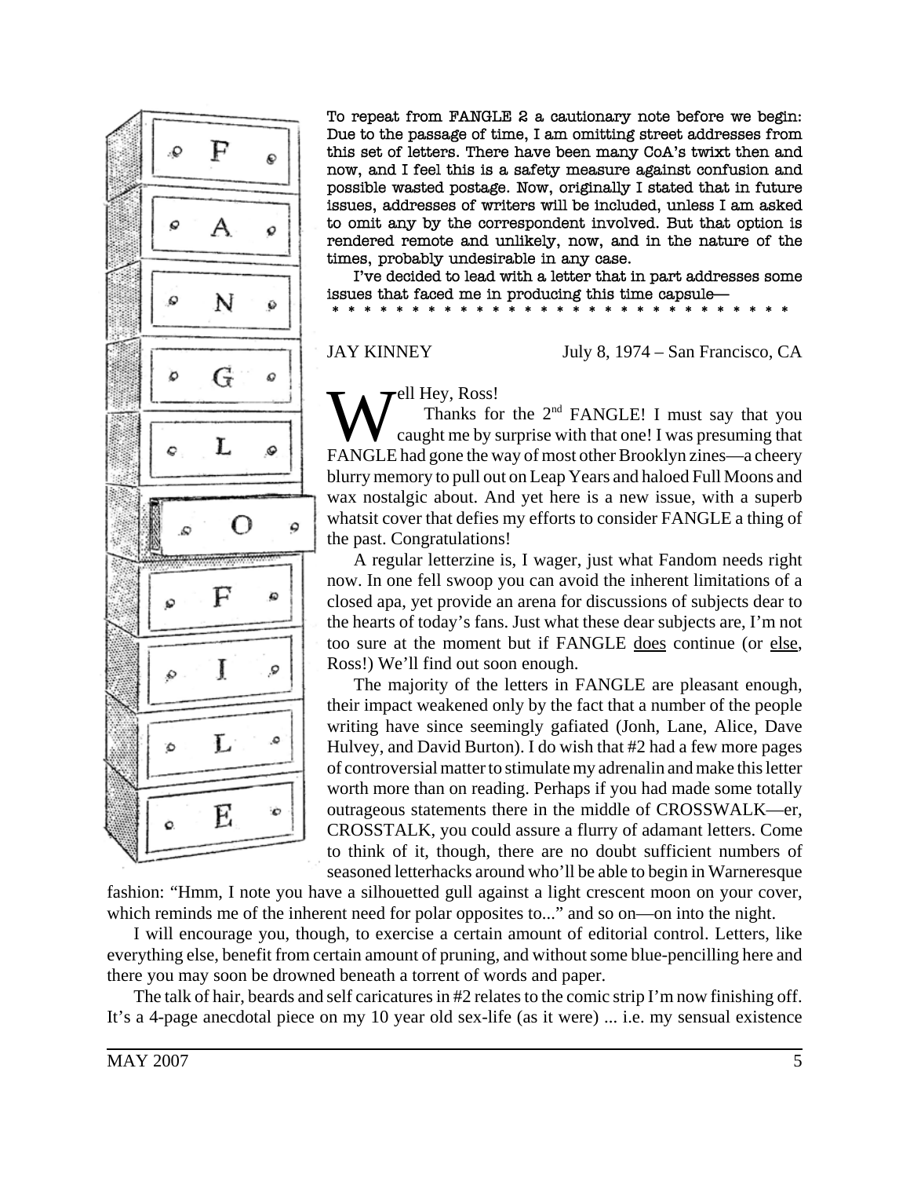To repeat from FANGLE 2 a cautionary note before we begin: Due to the passage of time, I am omitting street addresses from this set of letters. There have been many CoA's twixt then and now, and I feel this is a safety measure against confusion and possible wasted postage. Now, originally I stated that in future issues, addresses of writers will be included, unless I am asked to omit any by the correspondent involved. But that option is rendered remote and unlikely, now, and in the nature of the times, probably undesirable in any case.

I've decided to lead with a letter that in part addresses some issues that faced me in producing this time capsule—

* * * * * * * * * * * * * * * * * * * * * * * * * * * * * * *

JAY KINNEY July 8, 1974 – San Francisco, CA

Well Hey, Ross!

Thanks for the 2nd FANGLE! I must say that you caught me by surprise with that one! I was presuming that FANGLE had gone the way of most other Brooklyn zines—a cheery blurry memory to pull out on Leap Years and haloed Full Moons and wax nostalgic about. And yet here is a new issue, with a superb whatsit cover that defies my efforts to consider FANGLE a thing of the past. Congratulations!

A regular letterzine is, I wager, just what Fandom needs right now. In one fell swoop you can avoid the inherent limitations of a closed apa, yet provide an arena for discussions of subjects dear to the hearts of today's fans. Just what these dear subjects are, I'm not too sure at the moment but if FANGLE does continue (or else, Ross!) We'll find out soon enough.

The majority of the letters in FANGLE are pleasant enough, their impact weakened only by the fact that a number of the people writing have since seemingly gafiated (Jonh, Lane, Alice, Dave Hulvey, and David Burton). I do wish that #2 had a few more pages of controversial matter to stimulate my adrenalin and make this letter worth more than on reading. Perhaps if you had made some totally outrageous statements there in the middle of CROSSWALK—er, CROSSTALK, you could assure a flurry of adamant letters. Come to think of it, though, there are no doubt sufficient numbers of seasoned letterhacks around who'll be able to begin in Warneresque fashion: "Hmm, I note you have a silhouetted gull against a light crescent moon on your cover, which reminds me of the inherent need for polar opposites to..." and so on—on into the night.

I will encourage you, though, to exercise a certain amount of editorial control. Letters, like everything else, benefit from certain amount of pruning, and without some blue-pencilling here and there you may soon be drowned beneath a torrent of words and paper.

The talk of hair, beards and self caricatures in #2 relates to the comic strip I'm now finishing off. It's a 4-page anecdotal piece on my 10 year old sex-life (as it were) ... i.e. my sensual existence